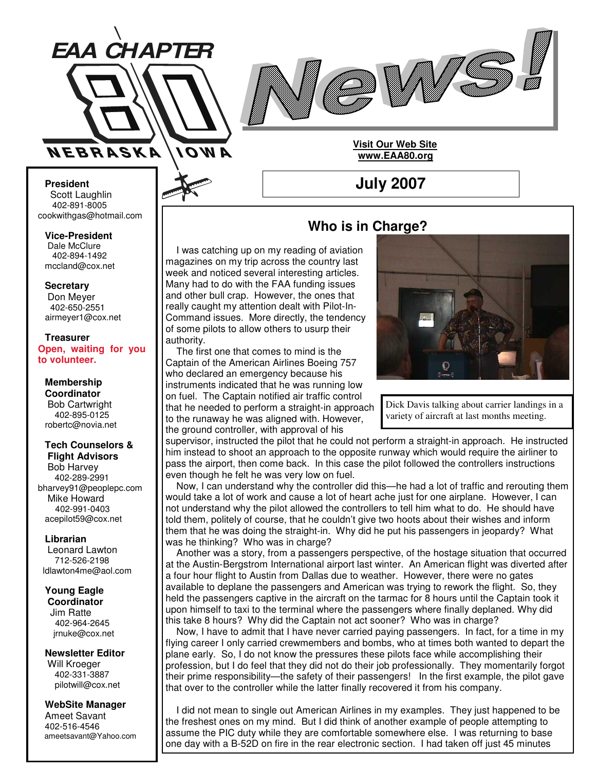# EAA CHAPTER 80 NEBRASKA IOWA News!

**Visit Our Web Site**
**www.EAA80.org**

## July 2007

**President**
Scott Laughlin
402-891-8005
cookwithgas@hotmail.com

**Vice-President**
Dale McClure
402-894-1492
mccland@cox.net

**Secretary**
Don Meyer
402-650-2551
airmeyer1@cox.net

**Treasurer**
**Open, waiting for you to volunteer.**

**Membership Coordinator**
Bob Cartwright
402-895-0125
robertc@novia.net

**Tech Counselors & Flight Advisors**
Bob Harvey
402-289-2991
bharvey91@peoplepc.com
Mike Howard
402-991-0403
acepilot59@cox.net

**Librarian**
Leonard Lawton
712-526-2198
ldlawton4me@aol.com

**Young Eagle Coordinator**
Jim Ratte
402-964-2645
jrnuke@cox.net

**Newsletter Editor**
Will Kroeger
402-331-3887
pilotwill@cox.net

**WebSite Manager**
Ameet Savant
402-516-4546
ameetsavant@Yahoo.com

## Who is in Charge?

I was catching up on my reading of aviation magazines on my trip across the country last week and noticed several interesting articles. Many had to do with the FAA funding issues and other bull crap. However, the ones that really caught my attention dealt with Pilot-In-Command issues. More directly, the tendency of some pilots to allow others to usurp their authority.

The first one that comes to mind is the Captain of the American Airlines Boeing 757 who declared an emergency because his instruments indicated that he was running low on fuel. The Captain notified air traffic control that he needed to perform a straight-in approach to the runaway he was aligned with. However, the ground controller, with approval of his supervisor, instructed the pilot that he could not perform a straight-in approach. He instructed him instead to shoot an approach to the opposite runway which would require the airliner to pass the airport, then come back. In this case the pilot followed the controllers instructions even though he felt he was very low on fuel.

Dick Davis talking about carrier landings in a variety of aircraft at last months meeting.

Now, I can understand why the controller did this—he had a lot of traffic and rerouting them would take a lot of work and cause a lot of heart ache just for one airplane. However, I can not understand why the pilot allowed the controllers to tell him what to do. He should have told them, politely of course, that he couldn't give two hoots about their wishes and inform them that he was doing the straight-in. Why did he put his passengers in jeopardy? What was he thinking? Who was in charge?

Another was a story, from a passengers perspective, of the hostage situation that occurred at the Austin-Bergstrom International airport last winter. An American flight was diverted after a four hour flight to Austin from Dallas due to weather. However, there were no gates available to deplane the passengers and American was trying to rework the flight. So, they held the passengers captive in the aircraft on the tarmac for 8 hours until the Captain took it upon himself to taxi to the terminal where the passengers where finally deplaned. Why did this take 8 hours? Why did the Captain not act sooner? Who was in charge?

Now, I have to admit that I have never carried paying passengers. In fact, for a time in my flying career I only carried crewmembers and bombs, who at times both wanted to depart the plane early. So, I do not know the pressures these pilots face while accomplishing their profession, but I do feel that they did not do their job professionally. They momentarily forgot their prime responsibility—the safety of their passengers! In the first example, the pilot gave that over to the controller while the latter finally recovered it from his company.

I did not mean to single out American Airlines in my examples. They just happened to be the freshest ones on my mind. But I did think of another example of people attempting to assume the PIC duty while they are comfortable somewhere else. I was returning to base one day with a B-52D on fire in the rear electronic section. I had taken off just 45 minutes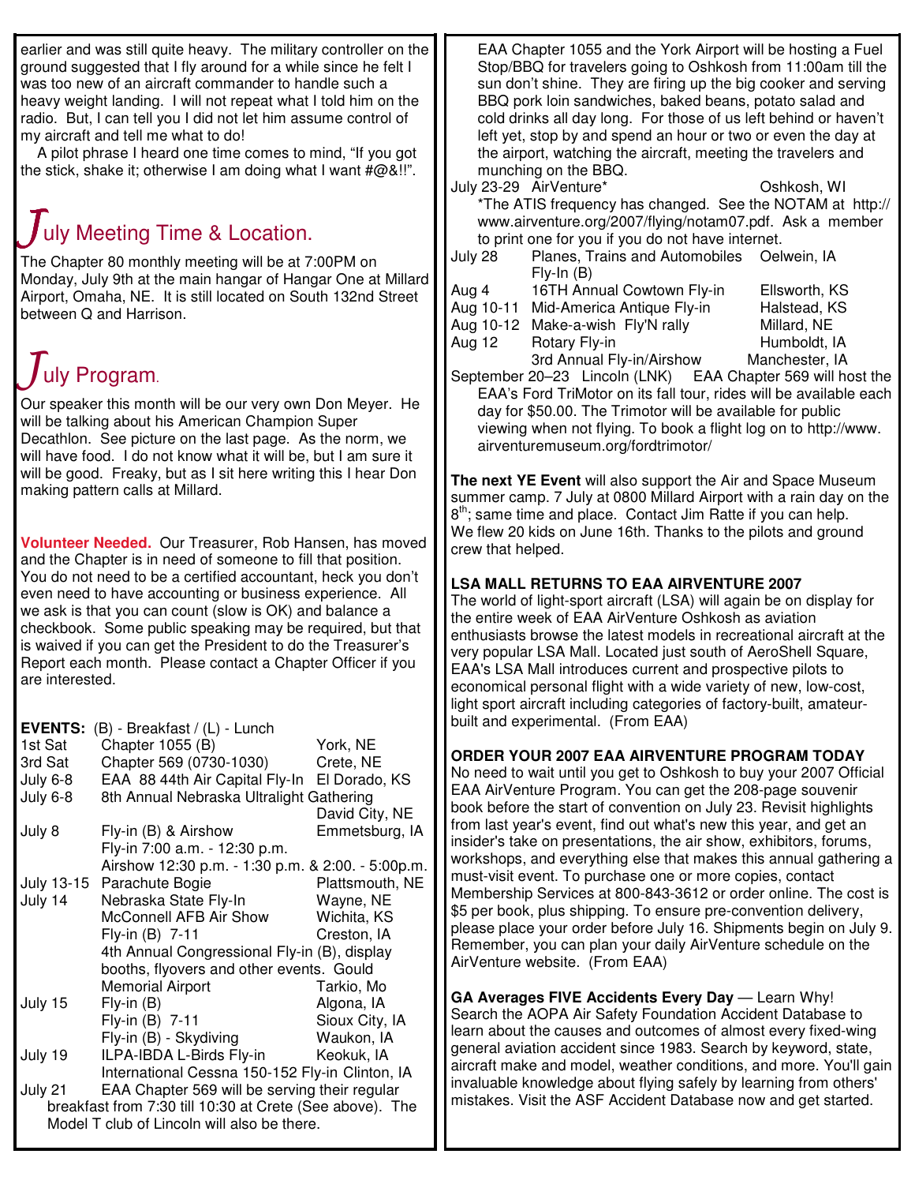earlier and was still quite heavy. The military controller on the ground suggested that I fly around for a while since he felt I was too new of an aircraft commander to handle such a heavy weight landing. I will not repeat what I told him on the radio. But, I can tell you I did not let him assume control of my aircraft and tell me what to do!

A pilot phrase I heard one time comes to mind, "If you got the stick, shake it; otherwise I am doing what I want #@&!!".

## July Meeting Time & Location.

The Chapter 80 monthly meeting will be at 7:00PM on Monday, July 9th at the main hangar of Hangar One at Millard Airport, Omaha, NE. It is still located on South 132nd Street between Q and Harrison.

## July Program.

Our speaker this month will be our very own Don Meyer. He will be talking about his American Champion Super Decathlon. See picture on the last page. As the norm, we will have food. I do not know what it will be, but I am sure it will be good. Freaky, but as I sit here writing this I hear Don making pattern calls at Millard.

**Volunteer Needed.** Our Treasurer, Rob Hansen, has moved and the Chapter is in need of someone to fill that position. You do not need to be a certified accountant, heck you don't even need to have accounting or business experience. All we ask is that you can count (slow is OK) and balance a checkbook. Some public speaking may be required, but that is waived if you can get the President to do the Treasurer's Report each month. Please contact a Chapter Officer if you are interested.

**EVENTS:** (B) - Breakfast / (L) - Lunch

| Date | Event | Location |
|---|---|---|
| 1st Sat | Chapter 1055 (B) | York, NE |
| 3rd Sat | Chapter 569 (0730-1030) | Crete, NE |
| July 6-8 | EAA 88 44th Air Capital Fly-In | El Dorado, KS |
| July 6-8 | 8th Annual Nebraska Ultralight Gathering | David City, NE |
| July 8 | Fly-in (B) & Airshow — Fly-in 7:00 a.m. - 12:30 p.m. Airshow 12:30 p.m. - 1:30 p.m. & 2:00. - 5:00p.m. | Emmetsburg, IA |
| July 13-15 | Parachute Bogie | Plattsmouth, NE |
| July 14 | Nebraska State Fly-In | Wayne, NE |
| | McConnell AFB Air Show | Wichita, KS |
| | Fly-in (B) 7-11 | Creston, IA |
| | 4th Annual Congressional Fly-in (B), display booths, flyovers and other events. Gould Memorial Airport | Tarkio, Mo |
| July 15 | Fly-in (B) | Algona, IA |
| | Fly-in (B) 7-11 | Sioux City, IA |
| | Fly-in (B) - Skydiving | Waukon, IA |
| July 19 | ILPA-IBDA L-Birds Fly-in | Keokuk, IA |
| | International Cessna 150-152 Fly-in | Clinton, IA |
| July 21 | EAA Chapter 569 will be serving their regular breakfast from 7:30 till 10:30 at Crete (See above). The Model T club of Lincoln will also be there. EAA Chapter 1055 and the York Airport will be hosting a Fuel Stop/BBQ for travelers going to Oshkosh from 11:00am till the sun don't shine. They are firing up the big cooker and serving BBQ pork loin sandwiches, baked beans, potato salad and cold drinks all day long. For those of us left behind or haven't left yet, stop by and spend an hour or two or even the day at the airport, watching the aircraft, meeting the travelers and munching on the BBQ. | |
| July 23-29 | AirVenture* — *The ATIS frequency has changed. See the NOTAM at http://www.airventure.org/2007/flying/notam07.pdf. Ask a member to print one for you if you do not have internet. | Oshkosh, WI |
| July 28 | Planes, Trains and Automobiles Fly-In (B) | Oelwein, IA |
| Aug 4 | 16TH Annual Cowtown Fly-in | Ellsworth, KS |
| Aug 10-11 | Mid-America Antique Fly-in | Halstead, KS |
| Aug 10-12 | Make-a-wish Fly'N rally | Millard, NE |
| Aug 12 | Rotary Fly-in | Humboldt, IA |
| | 3rd Annual Fly-in/Airshow | Manchester, IA |
| September 20–23 | EAA Chapter 569 will host the EAA's Ford TriMotor on its fall tour, rides will be available each day for $50.00. The Trimotor will be available for public viewing when not flying. To book a flight log on to http://www.airventuremuseum.org/fordtrimotor/ | Lincoln (LNK) |

**The next YE Event** will also support the Air and Space Museum summer camp. 7 July at 0800 Millard Airport with a rain day on the 8th; same time and place. Contact Jim Ratte if you can help. We flew 20 kids on June 16th. Thanks to the pilots and ground crew that helped.

**LSA MALL RETURNS TO EAA AIRVENTURE 2007**

The world of light-sport aircraft (LSA) will again be on display for the entire week of EAA AirVenture Oshkosh as aviation enthusiasts browse the latest models in recreational aircraft at the very popular LSA Mall. Located just south of AeroShell Square, EAA's LSA Mall introduces current and prospective pilots to economical personal flight with a wide variety of new, low-cost, light sport aircraft including categories of factory-built, amateur-built and experimental. (From EAA)

**ORDER YOUR 2007 EAA AIRVENTURE PROGRAM TODAY**

No need to wait until you get to Oshkosh to buy your 2007 Official EAA AirVenture Program. You can get the 208-page souvenir book before the start of convention on July 23. Revisit highlights from last year's event, find out what's new this year, and get an insider's take on presentations, the air show, exhibitors, forums, workshops, and everything else that makes this annual gathering a must-visit event. To purchase one or more copies, contact Membership Services at 800-843-3612 or order online. The cost is $5 per book, plus shipping. To ensure pre-convention delivery, please place your order before July 16. Shipments begin on July 9. Remember, you can plan your daily AirVenture schedule on the AirVenture website. (From EAA)

**GA Averages FIVE Accidents Every Day** — Learn Why!
Search the AOPA Air Safety Foundation Accident Database to learn about the causes and outcomes of almost every fixed-wing general aviation accident since 1983. Search by keyword, state, aircraft make and model, weather conditions, and more. You'll gain invaluable knowledge about flying safely by learning from others' mistakes. Visit the ASF Accident Database now and get started.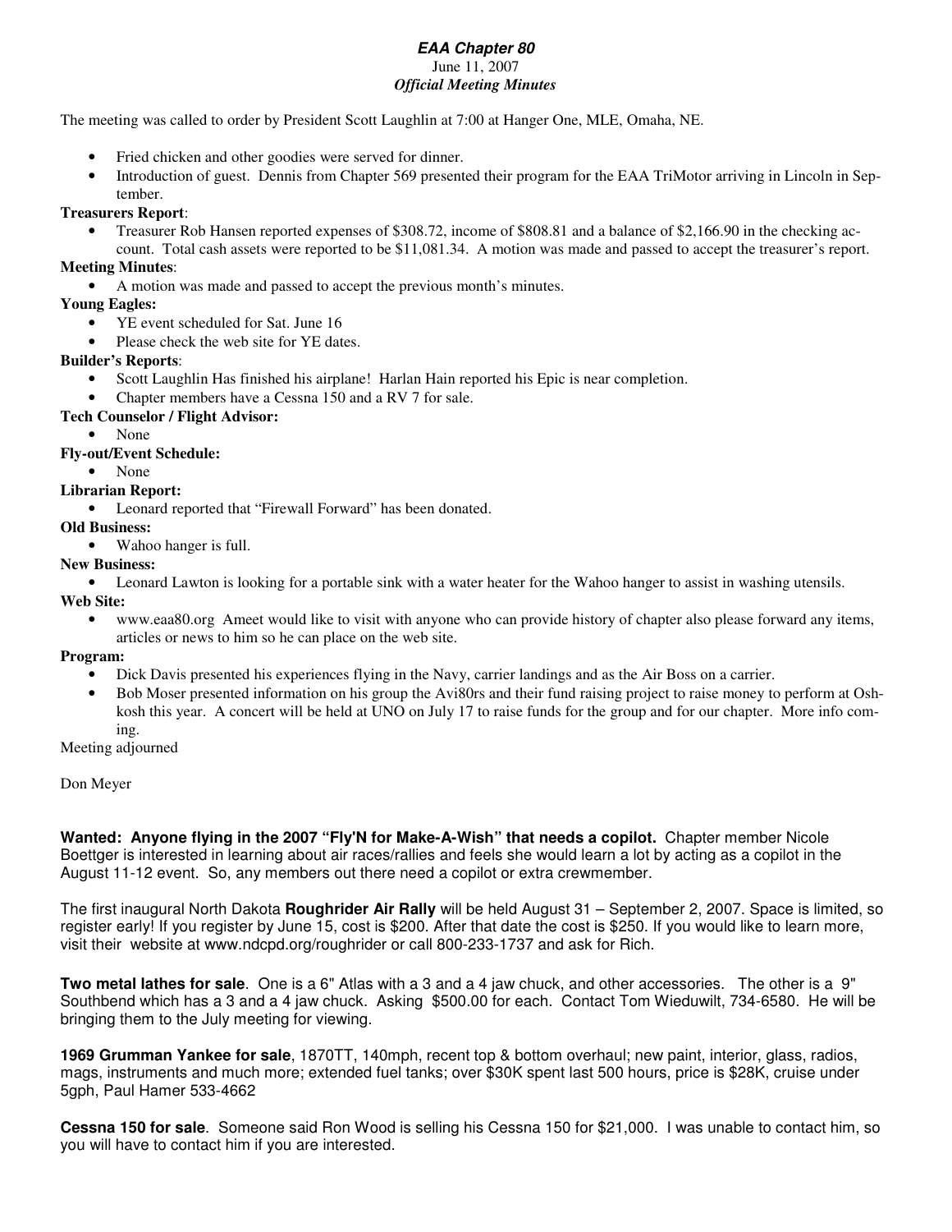***EAA Chapter 80***
June 11, 2007
***Official Meeting Minutes***

The meeting was called to order by President Scott Laughlin at 7:00 at Hanger One, MLE, Omaha, NE.

- Fried chicken and other goodies were served for dinner.
- Introduction of guest. Dennis from Chapter 569 presented their program for the EAA TriMotor arriving in Lincoln in September.

**Treasurers Report**:

- Treasurer Rob Hansen reported expenses of $308.72, income of $808.81 and a balance of $2,166.90 in the checking account. Total cash assets were reported to be $11,081.34. A motion was made and passed to accept the treasurer's report.

**Meeting Minutes**:

- A motion was made and passed to accept the previous month's minutes.

**Young Eagles:**

- YE event scheduled for Sat. June 16
- Please check the web site for YE dates.

**Builder's Reports**:

- Scott Laughlin Has finished his airplane! Harlan Hain reported his Epic is near completion.
- Chapter members have a Cessna 150 and a RV 7 for sale.

**Tech Counselor / Flight Advisor:**

- None

**Fly-out/Event Schedule:**

- None

**Librarian Report:**

- Leonard reported that "Firewall Forward" has been donated.

**Old Business:**

- Wahoo hanger is full.

**New Business:**

- Leonard Lawton is looking for a portable sink with a water heater for the Wahoo hanger to assist in washing utensils.

**Web Site:**

- www.eaa80.org Ameet would like to visit with anyone who can provide history of chapter also please forward any items, articles or news to him so he can place on the web site.

**Program:**

- Dick Davis presented his experiences flying in the Navy, carrier landings and as the Air Boss on a carrier.
- Bob Moser presented information on his group the Avi80rs and their fund raising project to raise money to perform at Oshkosh this year. A concert will be held at UNO on July 17 to raise funds for the group and for our chapter. More info coming.

Meeting adjourned

Don Meyer

**Wanted: Anyone flying in the 2007 "Fly'N for Make-A-Wish" that needs a copilot.** Chapter member Nicole Boettger is interested in learning about air races/rallies and feels she would learn a lot by acting as a copilot in the August 11-12 event. So, any members out there need a copilot or extra crewmember.

The first inaugural North Dakota **Roughrider Air Rally** will be held August 31 – September 2, 2007. Space is limited, so register early! If you register by June 15, cost is $200. After that date the cost is $250. If you would like to learn more, visit their website at www.ndcpd.org/roughrider or call 800-233-1737 and ask for Rich.

**Two metal lathes for sale**. One is a 6" Atlas with a 3 and a 4 jaw chuck, and other accessories. The other is a 9" Southbend which has a 3 and a 4 jaw chuck. Asking $500.00 for each. Contact Tom Wieduwilt, 734-6580. He will be bringing them to the July meeting for viewing.

**1969 Grumman Yankee for sale**, 1870TT, 140mph, recent top & bottom overhaul; new paint, interior, glass, radios, mags, instruments and much more; extended fuel tanks; over $30K spent last 500 hours, price is $28K, cruise under 5gph, Paul Hamer 533-4662

**Cessna 150 for sale**. Someone said Ron Wood is selling his Cessna 150 for $21,000. I was unable to contact him, so you will have to contact him if you are interested.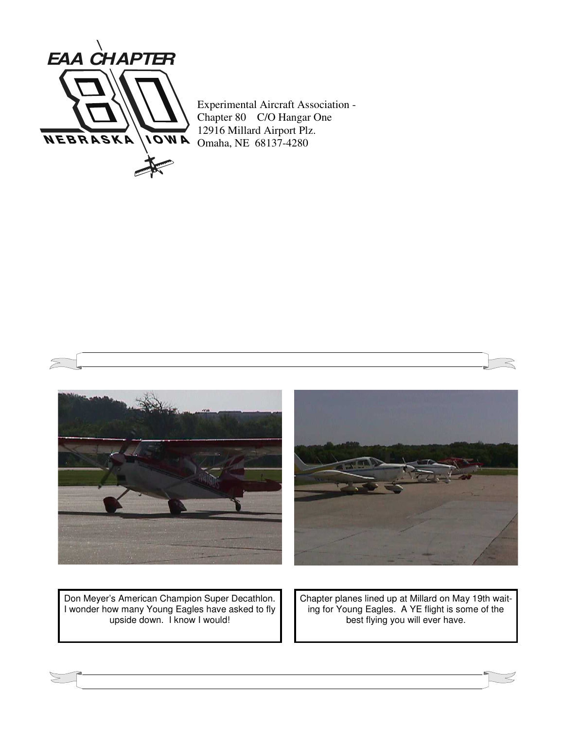Experimental Aircraft Association -
Chapter 80    C/O Hangar One
12916 Millard Airport Plz.
Omaha, NE  68137-4280

Don Meyer's American Champion Super Decathlon. I wonder how many Young Eagles have asked to fly upside down. I know I would!

Chapter planes lined up at Millard on May 19th waiting for Young Eagles. A YE flight is some of the best flying you will ever have.